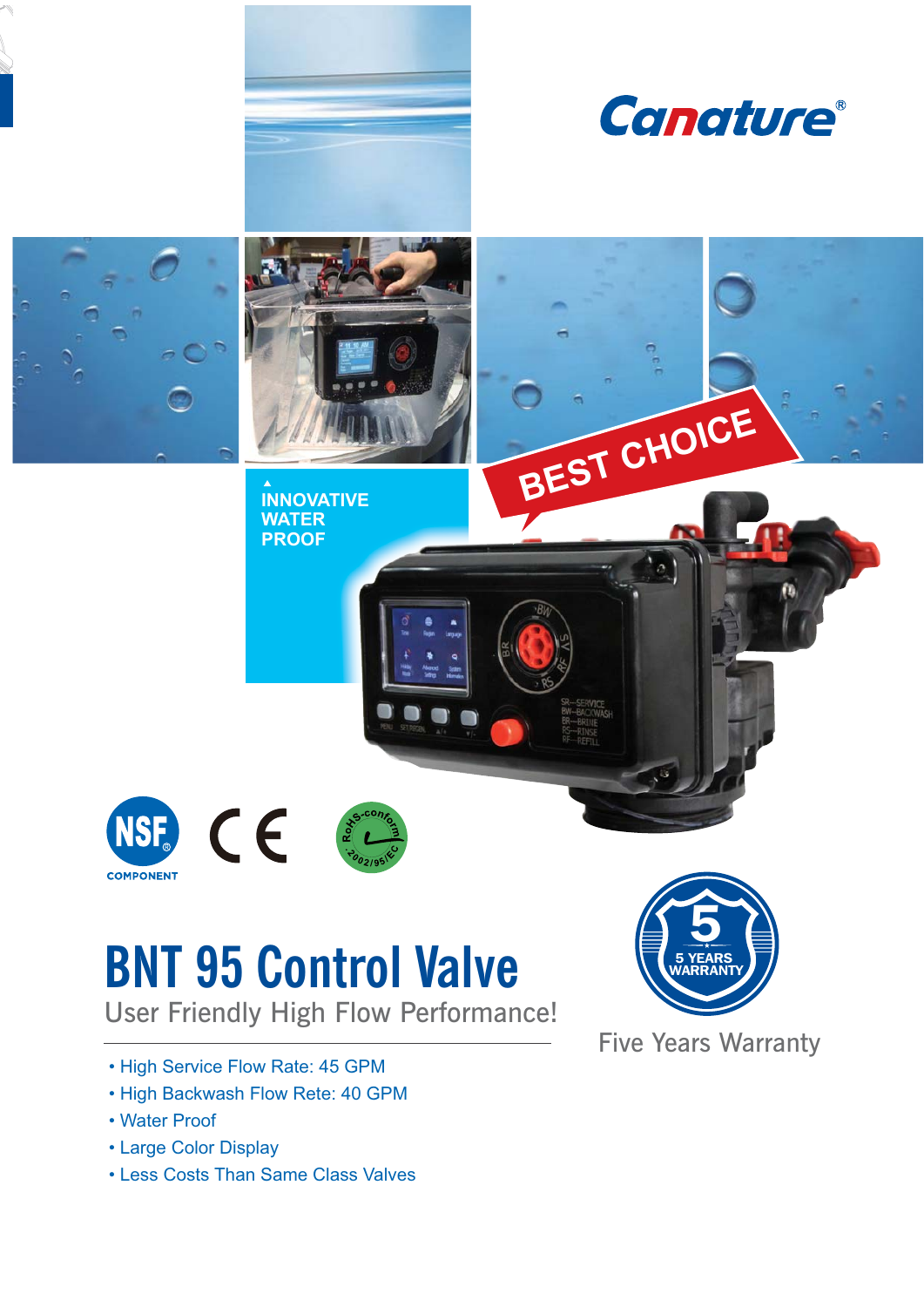Canature®

BEST CHOICE

INNOVATIVE WATER PROOF

COMPONENT

# BNT 95 Control Valve

User Friendly High Flow Performance!

- High Service Flow Rate: 45 GPM
- High Backwash Flow Rete: 40 GPM
- Water Proof
- Large Color Display
- Less Costs Than Same Class Valves

5 YEARS WARRANTY

Five Years Warranty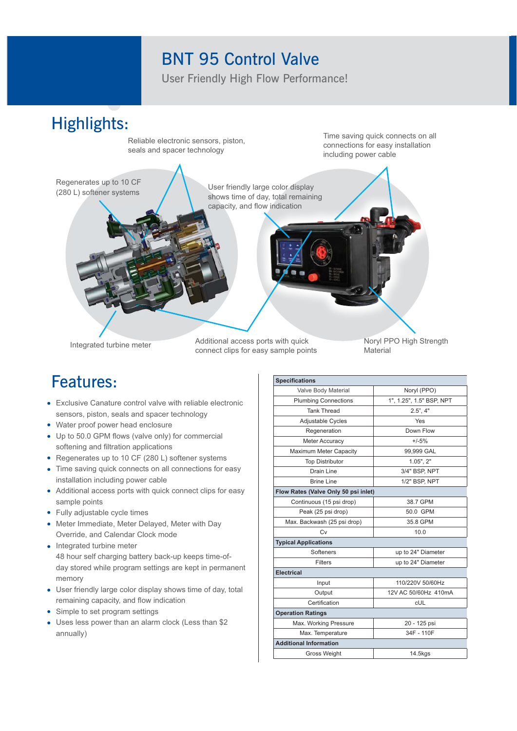# BNT 95 Control Valve

User Friendly High Flow Performance!

## Highlights:

Reliable electronic sensors, piston, seals and spacer technology

Time saving quick connects on all connections for easy installation including power cable

Regenerates up to 10 CF (280 L) softener systems

User friendly large color display shows time of day, total remaining capacity, and flow indication

Integrated turbine meter

Additional access ports with quick connect clips for easy sample points

Noryl PPO High Strength Material

## Features:

- Exclusive Canature control valve with reliable electronic sensors, piston, seals and spacer technology
- Water proof power head enclosure
- Up to 50.0 GPM flows (valve only) for commercial softening and filtration applications
- Regenerates up to 10 CF (280 L) softener systems
- Time saving quick connects on all connections for easy installation including power cable
- Additional access ports with quick connect clips for easy sample points
- Fully adjustable cycle times
- Meter Immediate, Meter Delayed, Meter with Day Override, and Calendar Clock mode
- Integrated turbine meter
  48 hour self charging battery back-up keeps time-of-day stored while program settings are kept in permanent memory
- User friendly large color display shows time of day, total remaining capacity, and flow indication
- Simple to set program settings
- Uses less power than an alarm clock (Less than $2 annually)

| **Specifications** | |
|---|---|
| Valve Body Material | Noryl (PPO) |
| Plumbing Connections | 1", 1.25", 1.5" BSP, NPT |
| Tank Thread | 2.5", 4" |
| Adjustable Cycles | Yes |
| Regeneration | Down Flow |
| Meter Accuracy | +/-5% |
| Maximum Meter Capacity | 99,999 GAL |
| Top Distributor | 1.05", 2" |
| Drain Line | 3/4" BSP, NPT |
| Brine Line | 1/2" BSP, NPT |
| **Flow Rates (Valve Only 50 psi inlet)** | |
| Continuous (15 psi drop) | 38.7 GPM |
| Peak (25 psi drop) | 50.0 GPM |
| Max. Backwash (25 psi drop) | 35.8 GPM |
| Cv | 10.0 |
| **Typical Applications** | |
| Softeners | up to 24" Diameter |
| Filters | up to 24" Diameter |
| **Electrical** | |
| Input | 110/220V 50/60Hz |
| Output | 12V AC 50/60Hz 410mA |
| Certification | cUL |
| **Operation Ratings** | |
| Max. Working Pressure | 20 - 125 psi |
| Max. Temperature | 34F - 110F |
| **Additional Information** | |
| Gross Weight | 14.5kgs |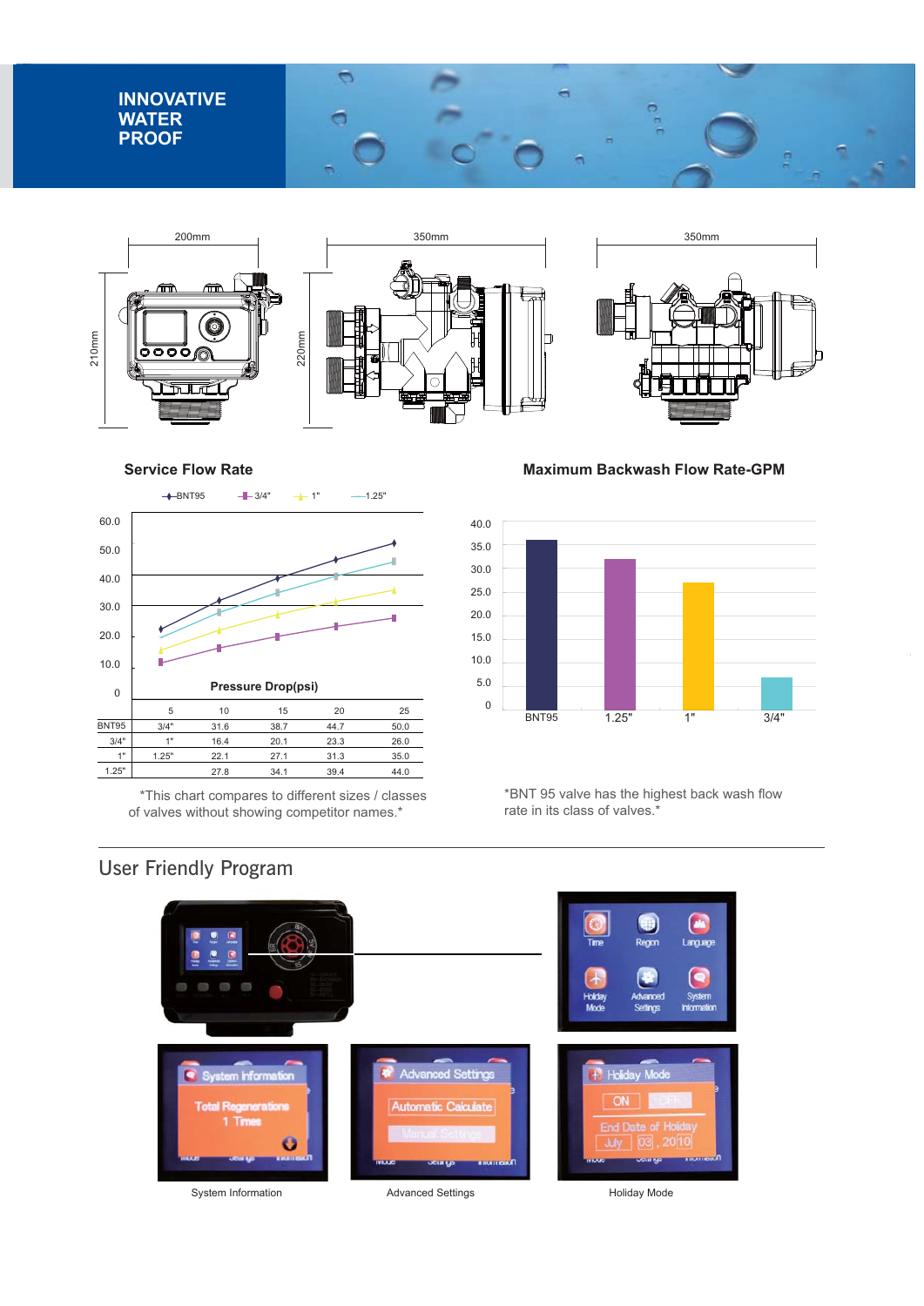# INNOVATIVE WATER PROOF

200mm 350mm 350mm

210mm 220mm

## Service Flow Rate

## Maximum Backwash Flow Rate-GPM

Pressure Drop(psi)

|  | 5 | 10 | 15 | 20 | 25 |
|---|---|---|---|---|---|
| BNT95 | 3/4" | 31.6 | 38.7 | 44.7 | 50.0 |
| 3/4" | 1" | 16.4 | 20.1 | 23.3 | 26.0 |
| 1" | 1.25" | 22.1 | 27.1 | 31.3 | 35.0 |
| 1.25" |  | 27.8 | 34.1 | 39.4 | 44.0 |

*This chart compares to different sizes / classes of valves without showing competitor names.*

*BNT 95 valve has the highest back wash flow rate in its class of valves.*

## User Friendly Program

System Information

Advanced Settings

Holiday Mode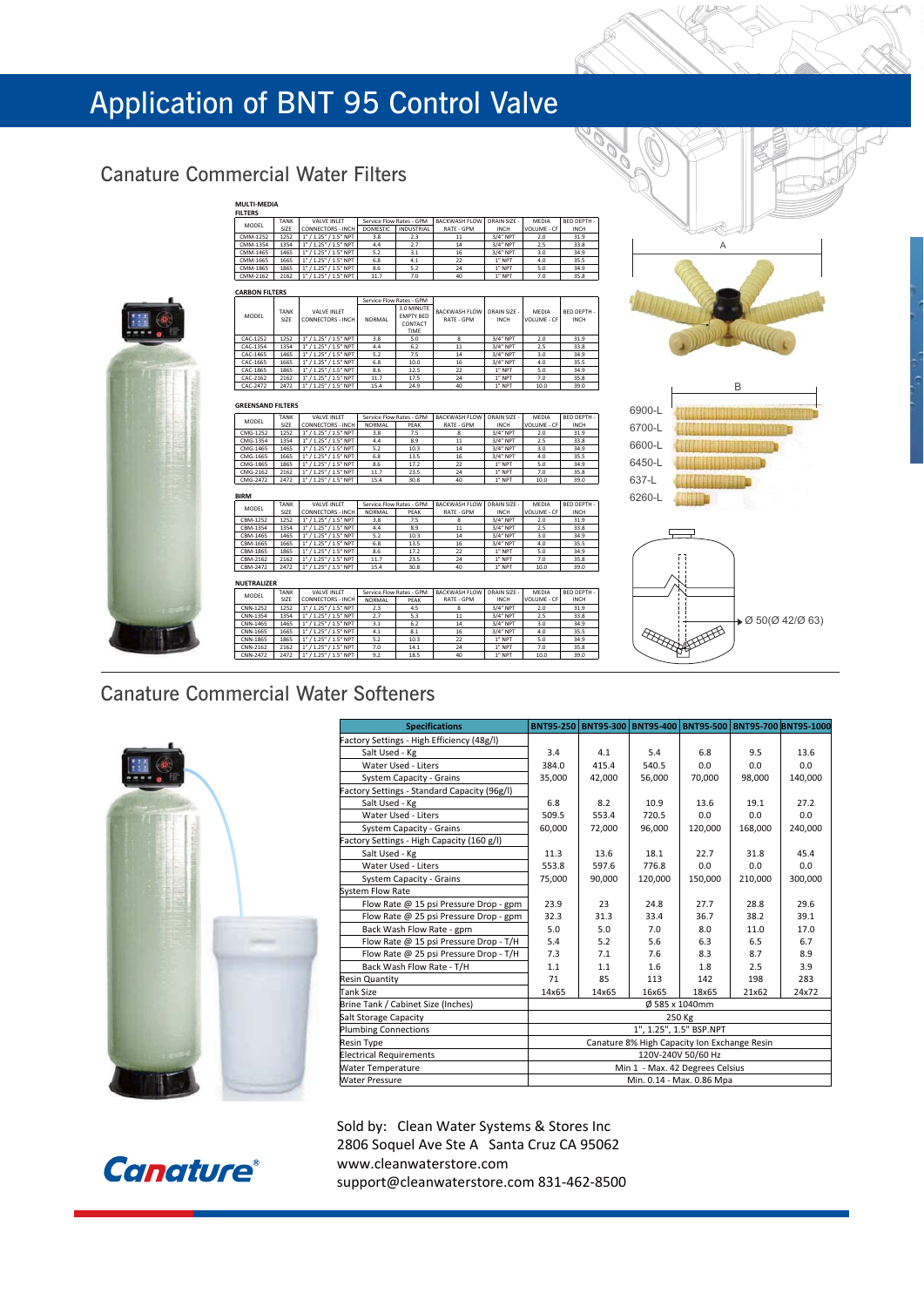# Application of BNT 95 Control Valve

## Canature Commercial Water Filters

### MULTI-MEDIA FILTERS

| MODEL | TANK SIZE | VALVE INLET CONNECTORS - INCH | Service Flow Rates - GPM DOMESTIC | INDUSTRIAL | BACKWASH FLOW RATE - GPM | DRAIN SIZE - INCH | MEDIA VOLUME - CF | BED DEPTH - INCH |
|---|---|---|---|---|---|---|---|---|
| CMM-1252 | 1252 | 1" / 1.25" / 1.5" NPT | 3.8 | 2.3 | 11 | 3/4" NPT | 2.0 | 31.9 |
| CMM-1354 | 1354 | 1" / 1.25" / 1.5" NPT | 4.4 | 2.7 | 14 | 3/4" NPT | 2.5 | 33.8 |
| CMM-1465 | 1465 | 1" / 1.25" / 1.5" NPT | 5.2 | 3.1 | 16 | 3/4" NPT | 3.0 | 34.9 |
| CMM-1665 | 1665 | 1" / 1.25" / 1.5" NPT | 6.8 | 4.1 | 22 | 1" NPT | 4.0 | 35.5 |
| CMM-1865 | 1865 | 1" / 1.25" / 1.5" NPT | 8.6 | 5.2 | 24 | 1" NPT | 5.0 | 34.9 |
| CMM-2162 | 2162 | 1" / 1.25" / 1.5" NPT | 11.7 | 7.0 | 40 | 1" NPT | 7.0 | 35.8 |

### CARBON FILTERS

| MODEL | TANK SIZE | VALVE INLET CONNECTORS - INCH | Service Flow Rates - GPM NORMAL | 3.0 MINUTE EMPTY BED CONTACT TIME | BACKWASH FLOW RATE - GPM | DRAIN SIZE - INCH | MEDIA VOLUME - CF | BED DEPTH - INCH |
|---|---|---|---|---|---|---|---|---|
| CAC-1252 | 1252 | 1" / 1.25" / 1.5" NPT | 3.8 | 5.0 | 8 | 3/4" NPT | 2.0 | 31.9 |
| CAC-1354 | 1354 | 1" / 1.25" / 1.5" NPT | 4.4 | 6.2 | 11 | 3/4" NPT | 2.5 | 33.8 |
| CAC-1465 | 1465 | 1" / 1.25" / 1.5" NPT | 5.2 | 7.5 | 14 | 3/4" NPT | 3.0 | 34.9 |
| CAC-1665 | 1665 | 1" / 1.25" / 1.5" NPT | 6.8 | 10.0 | 16 | 3/4" NPT | 4.0 | 35.5 |
| CAC-1865 | 1865 | 1" / 1.25" / 1.5" NPT | 8.6 | 12.5 | 22 | 1" NPT | 5.0 | 34.9 |
| CAC-2162 | 2162 | 1" / 1.25" / 1.5" NPT | 11.7 | 17.5 | 24 | 1" NPT | 7.0 | 35.8 |
| CAC-2472 | 2472 | 1" / 1.25" / 1.5" NPT | 15.4 | 24.9 | 40 | 1" NPT | 10.0 | 39.0 |

### GREENSAND FILTERS

| MODEL | TANK SIZE | VALVE INLET CONNECTORS - INCH | Service Flow Rates - GPM NORMAL | PEAK | BACKWASH FLOW RATE - GPM | DRAIN SIZE - INCH | MEDIA VOLUME - CF | BED DEPTH - INCH |
|---|---|---|---|---|---|---|---|---|
| CMG-1252 | 1252 | 1" / 1.25" / 1.5" NPT | 3.8 | 7.5 | 8 | 3/4" NPT | 2.0 | 31.9 |
| CMG-1354 | 1354 | 1" / 1.25" / 1.5" NPT | 4.4 | 8.9 | 11 | 3/4" NPT | 2.5 | 33.8 |
| CMG-1465 | 1465 | 1" / 1.25" / 1.5" NPT | 5.2 | 10.3 | 14 | 3/4" NPT | 3.0 | 34.9 |
| CMG-1665 | 1665 | 1" / 1.25" / 1.5" NPT | 6.8 | 13.5 | 16 | 3/4" NPT | 4.0 | 35.5 |
| CMG-1865 | 1865 | 1" / 1.25" / 1.5" NPT | 8.6 | 17.2 | 22 | 1" NPT | 5.0 | 34.9 |
| CMG-2162 | 2162 | 1" / 1.25" / 1.5" NPT | 11.7 | 23.5 | 24 | 1" NPT | 7.0 | 35.8 |
| CMG-2472 | 2472 | 1" / 1.25" / 1.5" NPT | 15.4 | 30.8 | 40 | 1" NPT | 10.0 | 39.0 |

### BIRM

| MODEL | TANK SIZE | VALVE INLET CONNECTORS - INCH | Service Flow Rates - GPM NORMAL | PEAK | BACKWASH FLOW RATE - GPM | DRAIN SIZE - INCH | MEDIA VOLUME - CF | BED DEPTH - INCH |
|---|---|---|---|---|---|---|---|---|
| CBM-1252 | 1252 | 1" / 1.25" / 1.5" NPT | 3.8 | 7.5 | 8 | 3/4" NPT | 2.0 | 31.9 |
| CBM-1354 | 1354 | 1" / 1.25" / 1.5" NPT | 4.4 | 8.9 | 11 | 3/4" NPT | 2.5 | 33.8 |
| CBM-1465 | 1465 | 1" / 1.25" / 1.5" NPT | 5.2 | 10.3 | 14 | 3/4" NPT | 3.0 | 34.9 |
| CBM-1665 | 1665 | 1" / 1.25" / 1.5" NPT | 6.8 | 13.5 | 16 | 3/4" NPT | 4.0 | 35.5 |
| CBM-1865 | 1865 | 1" / 1.25" / 1.5" NPT | 8.6 | 17.2 | 22 | 1" NPT | 5.0 | 34.9 |
| CBM-2162 | 2162 | 1" / 1.25" / 1.5" NPT | 11.7 | 23.5 | 24 | 1" NPT | 7.0 | 35.8 |
| CBM-2472 | 2472 | 1" / 1.25" / 1.5" NPT | 15.4 | 30.8 | 40 | 1" NPT | 10.0 | 39.0 |

### NUETRALIZER

| MODEL | TANK SIZE | VALVE INLET CONNECTORS - INCH | Service Flow Rates - GPM NORMAL | PEAK | BACKWASH FLOW RATE - GPM | DRAIN SIZE - INCH | MEDIA VOLUME - CF | BED DEPTH - INCH |
|---|---|---|---|---|---|---|---|---|
| CNN-1252 | 1252 | 1" / 1.25" / 1.5" NPT | 2.3 | 4.5 | 8 | 3/4" NPT | 2.0 | 31.9 |
| CNN-1354 | 1354 | 1" / 1.25" / 1.5" NPT | 2.7 | 5.3 | 11 | 3/4" NPT | 2.5 | 33.8 |
| CNN-1465 | 1465 | 1" / 1.25" / 1.5" NPT | 3.1 | 6.2 | 14 | 3/4" NPT | 3.0 | 34.9 |
| CNN-1665 | 1665 | 1" / 1.25" / 1.5" NPT | 4.1 | 8.1 | 16 | 3/4" NPT | 4.0 | 35.5 |
| CNN-1865 | 1865 | 1" / 1.25" / 1.5" NPT | 5.2 | 10.3 | 22 | 1" NPT | 5.0 | 34.9 |
| CNN-2162 | 2162 | 1" / 1.25" / 1.5" NPT | 7.0 | 14.1 | 24 | 1" NPT | 7.0 | 35.8 |
| CNN-2472 | 2472 | 1" / 1.25" / 1.5" NPT | 9.2 | 18.5 | 40 | 1" NPT | 10.0 | 39.0 |

A

B

6900-L
6700-L
6600-L
6450-L
637-L
6260-L

Ø 50(Ø 42/Ø 63)

## Canature Commercial Water Softeners

| Specifications | BNT95-250 | BNT95-300 | BNT95-400 | BNT95-500 | BNT95-700 | BNT95-1000 |
|---|---|---|---|---|---|---|
| Factory Settings - High Efficiency (48g/l) | | | | | | |
| Salt Used - Kg | 3.4 | 4.1 | 5.4 | 6.8 | 9.5 | 13.6 |
| Water Used - Liters | 384.0 | 415.4 | 540.5 | 0.0 | 0.0 | 0.0 |
| System Capacity - Grains | 35,000 | 42,000 | 56,000 | 70,000 | 98,000 | 140,000 |
| Factory Settings - Standard Capacity (96g/l) | | | | | | |
| Salt Used - Kg | 6.8 | 8.2 | 10.9 | 13.6 | 19.1 | 27.2 |
| Water Used - Liters | 509.5 | 553.4 | 720.5 | 0.0 | 0.0 | 0.0 |
| System Capacity - Grains | 60,000 | 72,000 | 96,000 | 120,000 | 168,000 | 240,000 |
| Factory Settings - High Capacity (160 g/l) | | | | | | |
| Salt Used - Kg | 11.3 | 13.6 | 18.1 | 22.7 | 31.8 | 45.4 |
| Water Used - Liters | 553.8 | 597.6 | 776.8 | 0.0 | 0.0 | 0.0 |
| System Capacity - Grains | 75,000 | 90,000 | 120,000 | 150,000 | 210,000 | 300,000 |
| System Flow Rate | | | | | | |
| Flow Rate @ 15 psi Pressure Drop - gpm | 23.9 | 23 | 24.8 | 27.7 | 28.8 | 29.6 |
| Flow Rate @ 25 psi Pressure Drop - gpm | 32.3 | 31.3 | 33.4 | 36.7 | 38.2 | 39.1 |
| Back Wash Flow Rate - gpm | 5.0 | 5.0 | 7.0 | 8.0 | 11.0 | 17.0 |
| Flow Rate @ 15 psi Pressure Drop - T/H | 5.4 | 5.2 | 5.6 | 6.3 | 6.5 | 6.7 |
| Flow Rate @ 25 psi Pressure Drop - T/H | 7.3 | 7.1 | 7.6 | 8.3 | 8.7 | 8.9 |
| Back Wash Flow Rate - T/H | 1.1 | 1.1 | 1.6 | 1.8 | 2.5 | 3.9 |
| Resin Quantity | 71 | 85 | 113 | 142 | 198 | 283 |
| Tank Size | 14x65 | 14x65 | 16x65 | 18x65 | 21x62 | 24x72 |
| Brine Tank / Cabinet Size (Inches) | Ø 585 x 1040mm | | | | | |
| Salt Storage Capacity | 250 Kg | | | | | |
| Plumbing Connections | 1", 1.25", 1.5" BSP.NPT | | | | | |
| Resin Type | Canature 8% High Capacity Ion Exchange Resin | | | | | |
| Electrical Requirements | 120V-240V 50/60 Hz | | | | | |
| Water Temperature | Min 1 - Max. 42 Degrees Celsius | | | | | |
| Water Pressure | Min. 0.14 - Max. 0.86 Mpa | | | | | |

Canature®

Sold by: Clean Water Systems & Stores Inc
2806 Soquel Ave Ste A Santa Cruz CA 95062
www.cleanwaterstore.com
support@cleanwaterstore.com 831-462-8500